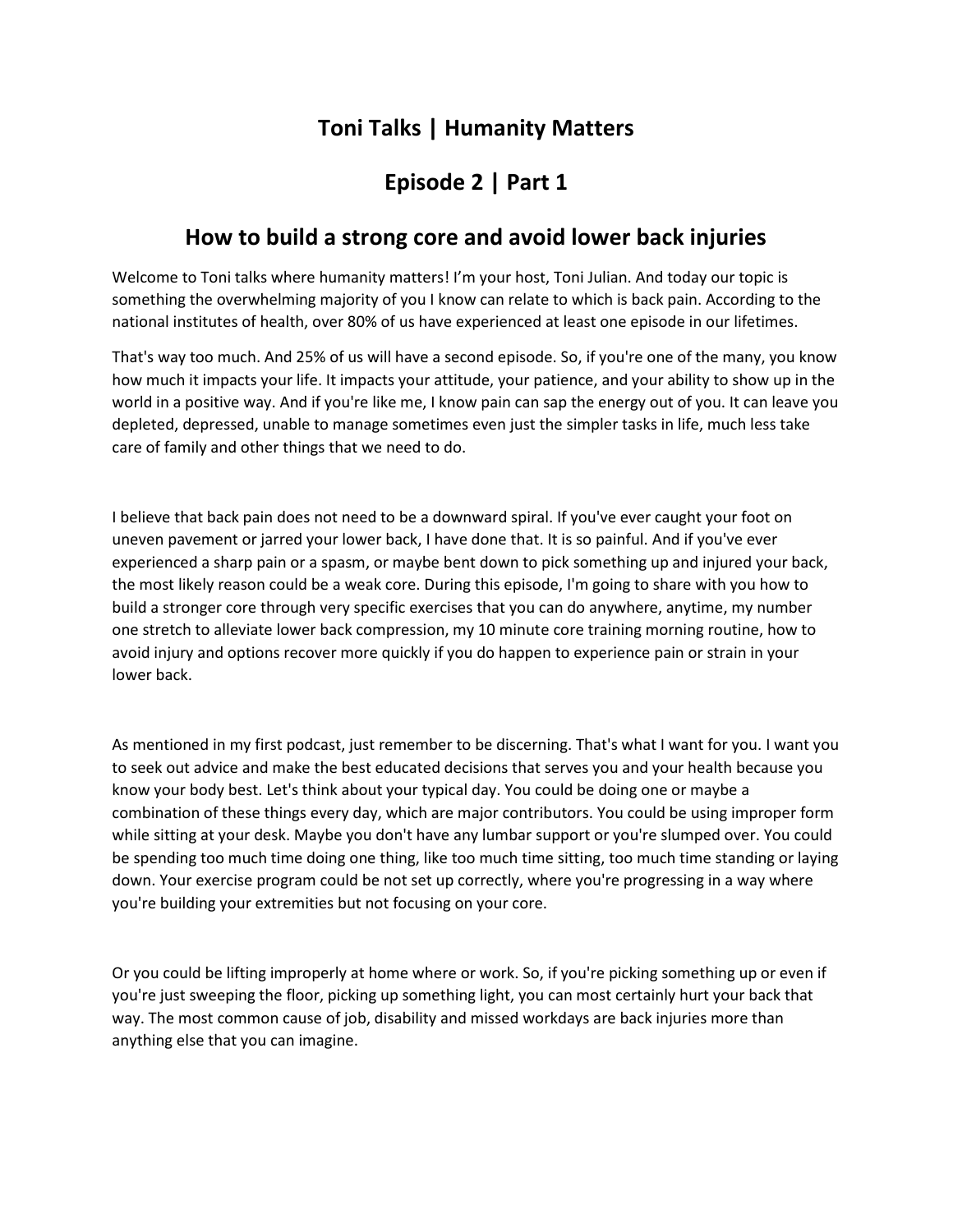# Toni Talks | Humanity Matters

## Episode 2 | Part 1

## How to build a strong core and avoid lower back injuries

Welcome to Toni talks where humanity matters! I'm your host, Toni Julian. And today our topic is something the overwhelming majority of you I know can relate to which is back pain. According to the national institutes of health, over 80% of us have experienced at least one episode in our lifetimes.

That's way too much. And 25% of us will have a second episode. So, if you're one of the many, you know how much it impacts your life. It impacts your attitude, your patience, and your ability to show up in the world in a positive way. And if you're like me, I know pain can sap the energy out of you. It can leave you depleted, depressed, unable to manage sometimes even just the simpler tasks in life, much less take care of family and other things that we need to do.

I believe that back pain does not need to be a downward spiral. If you've ever caught your foot on uneven pavement or jarred your lower back, I have done that. It is so painful. And if you've ever experienced a sharp pain or a spasm, or maybe bent down to pick something up and injured your back, the most likely reason could be a weak core. During this episode, I'm going to share with you how to build a stronger core through very specific exercises that you can do anywhere, anytime, my number one stretch to alleviate lower back compression, my 10 minute core training morning routine, how to avoid injury and options recover more quickly if you do happen to experience pain or strain in your lower back.

As mentioned in my first podcast, just remember to be discerning. That's what I want for you. I want you to seek out advice and make the best educated decisions that serves you and your health because you know your body best. Let's think about your typical day. You could be doing one or maybe a combination of these things every day, which are major contributors. You could be using improper form while sitting at your desk. Maybe you don't have any lumbar support or you're slumped over. You could be spending too much time doing one thing, like too much time sitting, too much time standing or laying down. Your exercise program could be not set up correctly, where you're progressing in a way where you're building your extremities but not focusing on your core.

Or you could be lifting improperly at home where or work. So, if you're picking something up or even if you're just sweeping the floor, picking up something light, you can most certainly hurt your back that way. The most common cause of job, disability and missed workdays are back injuries more than anything else that you can imagine.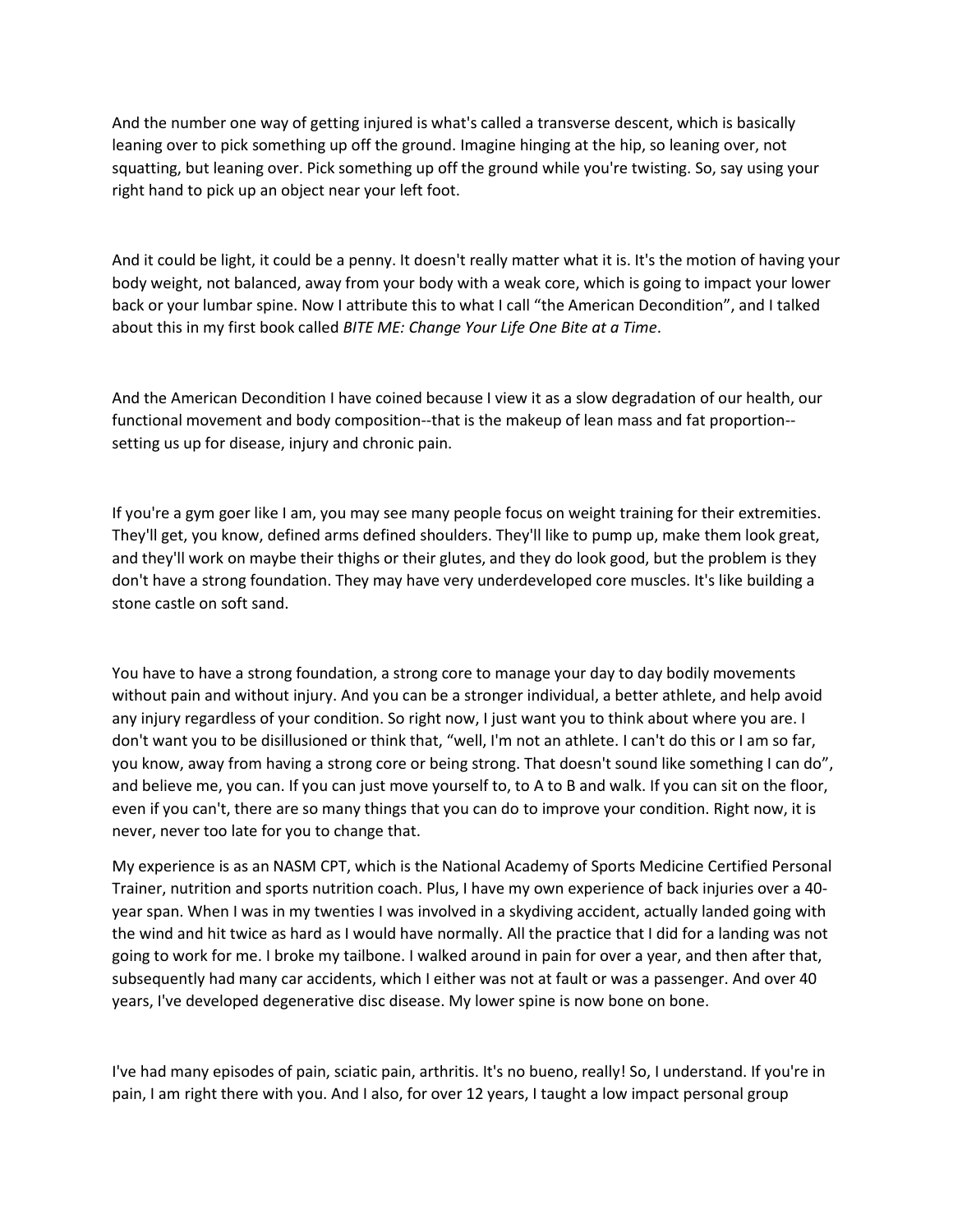And the number one way of getting injured is what's called a transverse descent, which is basically leaning over to pick something up off the ground. Imagine hinging at the hip, so leaning over, not squatting, but leaning over. Pick something up off the ground while you're twisting. So, say using your right hand to pick up an object near your left foot.

And it could be light, it could be a penny. It doesn't really matter what it is. It's the motion of having your body weight, not balanced, away from your body with a weak core, which is going to impact your lower back or your lumbar spine. Now I attribute this to what I call "the American Decondition", and I talked about this in my first book called *BITE ME: Change Your Life One Bite at a Time*.

And the American Decondition I have coined because I view it as a slow degradation of our health, our functional movement and body composition--that is the makeup of lean mass and fat proportion--setting us up for disease, injury and chronic pain.

If you're a gym goer like I am, you may see many people focus on weight training for their extremities. They'll get, you know, defined arms defined shoulders. They'll like to pump up, make them look great, and they'll work on maybe their thighs or their glutes, and they do look good, but the problem is they don't have a strong foundation. They may have very underdeveloped core muscles. It's like building a stone castle on soft sand.

You have to have a strong foundation, a strong core to manage your day to day bodily movements without pain and without injury. And you can be a stronger individual, a better athlete, and help avoid any injury regardless of your condition. So right now, I just want you to think about where you are. I don't want you to be disillusioned or think that, "well, I'm not an athlete. I can't do this or I am so far, you know, away from having a strong core or being strong. That doesn't sound like something I can do", and believe me, you can. If you can just move yourself to, to A to B and walk. If you can sit on the floor, even if you can't, there are so many things that you can do to improve your condition. Right now, it is never, never too late for you to change that.

My experience is as an NASM CPT, which is the National Academy of Sports Medicine Certified Personal Trainer, nutrition and sports nutrition coach. Plus, I have my own experience of back injuries over a 40-year span. When I was in my twenties I was involved in a skydiving accident, actually landed going with the wind and hit twice as hard as I would have normally. All the practice that I did for a landing was not going to work for me. I broke my tailbone. I walked around in pain for over a year, and then after that, subsequently had many car accidents, which I either was not at fault or was a passenger. And over 40 years, I've developed degenerative disc disease. My lower spine is now bone on bone.

I've had many episodes of pain, sciatic pain, arthritis. It's no bueno, really! So, I understand. If you're in pain, I am right there with you. And I also, for over 12 years, I taught a low impact personal group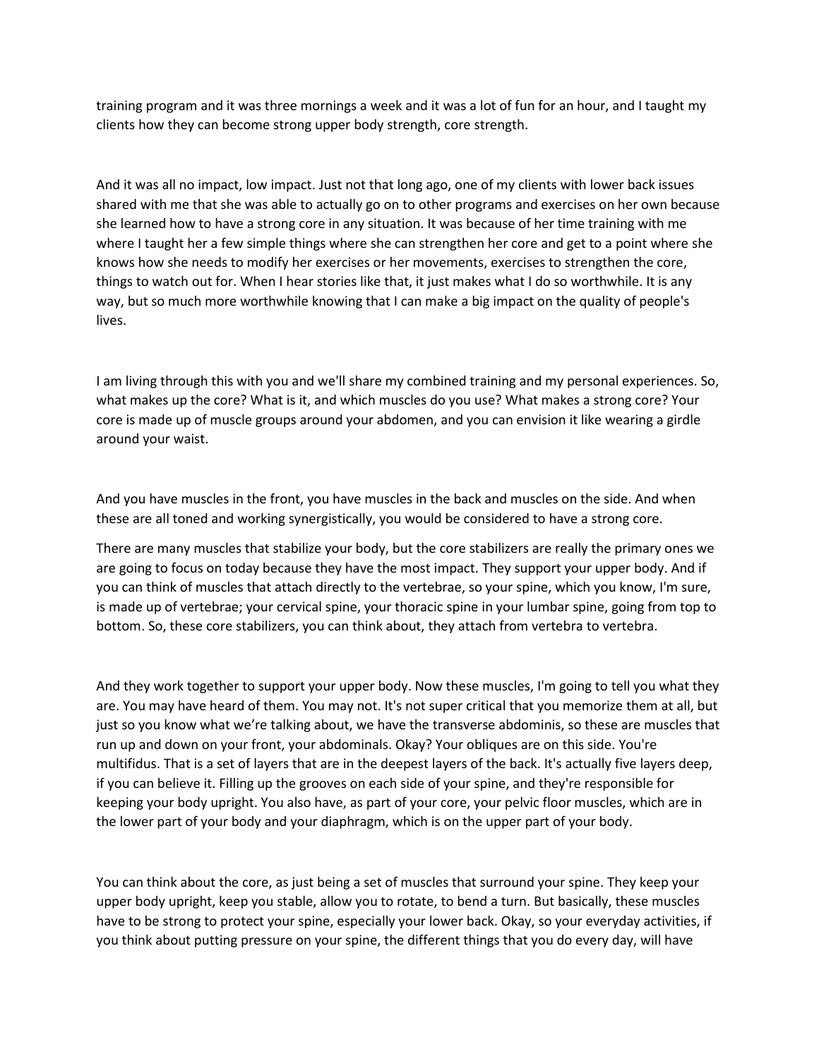training program and it was three mornings a week and it was a lot of fun for an hour, and I taught my clients how they can become strong upper body strength, core strength.

And it was all no impact, low impact. Just not that long ago, one of my clients with lower back issues shared with me that she was able to actually go on to other programs and exercises on her own because she learned how to have a strong core in any situation. It was because of her time training with me where I taught her a few simple things where she can strengthen her core and get to a point where she knows how she needs to modify her exercises or her movements, exercises to strengthen the core, things to watch out for. When I hear stories like that, it just makes what I do so worthwhile. It is any way, but so much more worthwhile knowing that I can make a big impact on the quality of people's lives.

I am living through this with you and we'll share my combined training and my personal experiences. So, what makes up the core? What is it, and which muscles do you use? What makes a strong core? Your core is made up of muscle groups around your abdomen, and you can envision it like wearing a girdle around your waist.

And you have muscles in the front, you have muscles in the back and muscles on the side. And when these are all toned and working synergistically, you would be considered to have a strong core.

There are many muscles that stabilize your body, but the core stabilizers are really the primary ones we are going to focus on today because they have the most impact. They support your upper body. And if you can think of muscles that attach directly to the vertebrae, so your spine, which you know, I'm sure, is made up of vertebrae; your cervical spine, your thoracic spine in your lumbar spine, going from top to bottom. So, these core stabilizers, you can think about, they attach from vertebra to vertebra.

And they work together to support your upper body. Now these muscles, I'm going to tell you what they are. You may have heard of them. You may not. It's not super critical that you memorize them at all, but just so you know what we're talking about, we have the transverse abdominis, so these are muscles that run up and down on your front, your abdominals. Okay? Your obliques are on this side. You're multifidus. That is a set of layers that are in the deepest layers of the back. It's actually five layers deep, if you can believe it. Filling up the grooves on each side of your spine, and they're responsible for keeping your body upright. You also have, as part of your core, your pelvic floor muscles, which are in the lower part of your body and your diaphragm, which is on the upper part of your body.

You can think about the core, as just being a set of muscles that surround your spine. They keep your upper body upright, keep you stable, allow you to rotate, to bend a turn. But basically, these muscles have to be strong to protect your spine, especially your lower back. Okay, so your everyday activities, if you think about putting pressure on your spine, the different things that you do every day, will have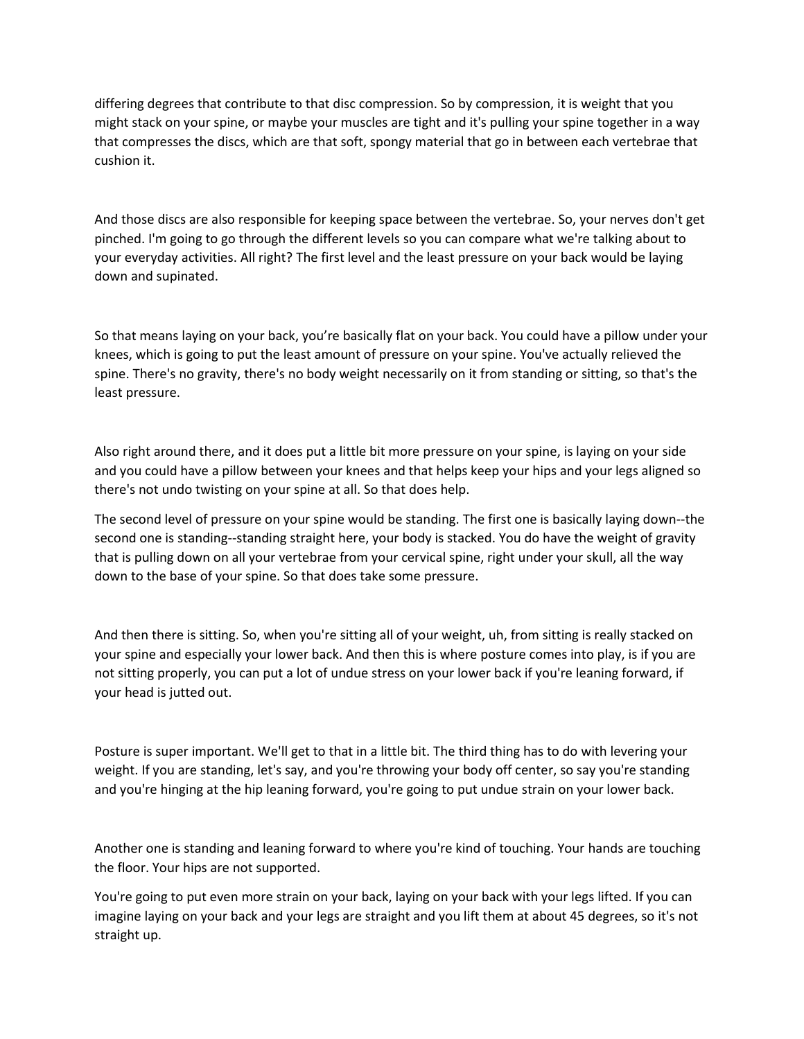differing degrees that contribute to that disc compression. So by compression, it is weight that you might stack on your spine, or maybe your muscles are tight and it's pulling your spine together in a way that compresses the discs, which are that soft, spongy material that go in between each vertebrae that cushion it.

And those discs are also responsible for keeping space between the vertebrae. So, your nerves don't get pinched. I'm going to go through the different levels so you can compare what we're talking about to your everyday activities. All right? The first level and the least pressure on your back would be laying down and supinated.

So that means laying on your back, you're basically flat on your back. You could have a pillow under your knees, which is going to put the least amount of pressure on your spine. You've actually relieved the spine. There's no gravity, there's no body weight necessarily on it from standing or sitting, so that's the least pressure.

Also right around there, and it does put a little bit more pressure on your spine, is laying on your side and you could have a pillow between your knees and that helps keep your hips and your legs aligned so there's not undo twisting on your spine at all. So that does help.

The second level of pressure on your spine would be standing. The first one is basically laying down--the second one is standing--standing straight here, your body is stacked. You do have the weight of gravity that is pulling down on all your vertebrae from your cervical spine, right under your skull, all the way down to the base of your spine. So that does take some pressure.

And then there is sitting. So, when you're sitting all of your weight, uh, from sitting is really stacked on your spine and especially your lower back. And then this is where posture comes into play, is if you are not sitting properly, you can put a lot of undue stress on your lower back if you're leaning forward, if your head is jutted out.

Posture is super important. We'll get to that in a little bit. The third thing has to do with levering your weight. If you are standing, let's say, and you're throwing your body off center, so say you're standing and you're hinging at the hip leaning forward, you're going to put undue strain on your lower back.

Another one is standing and leaning forward to where you're kind of touching. Your hands are touching the floor. Your hips are not supported.

You're going to put even more strain on your back, laying on your back with your legs lifted. If you can imagine laying on your back and your legs are straight and you lift them at about 45 degrees, so it's not straight up.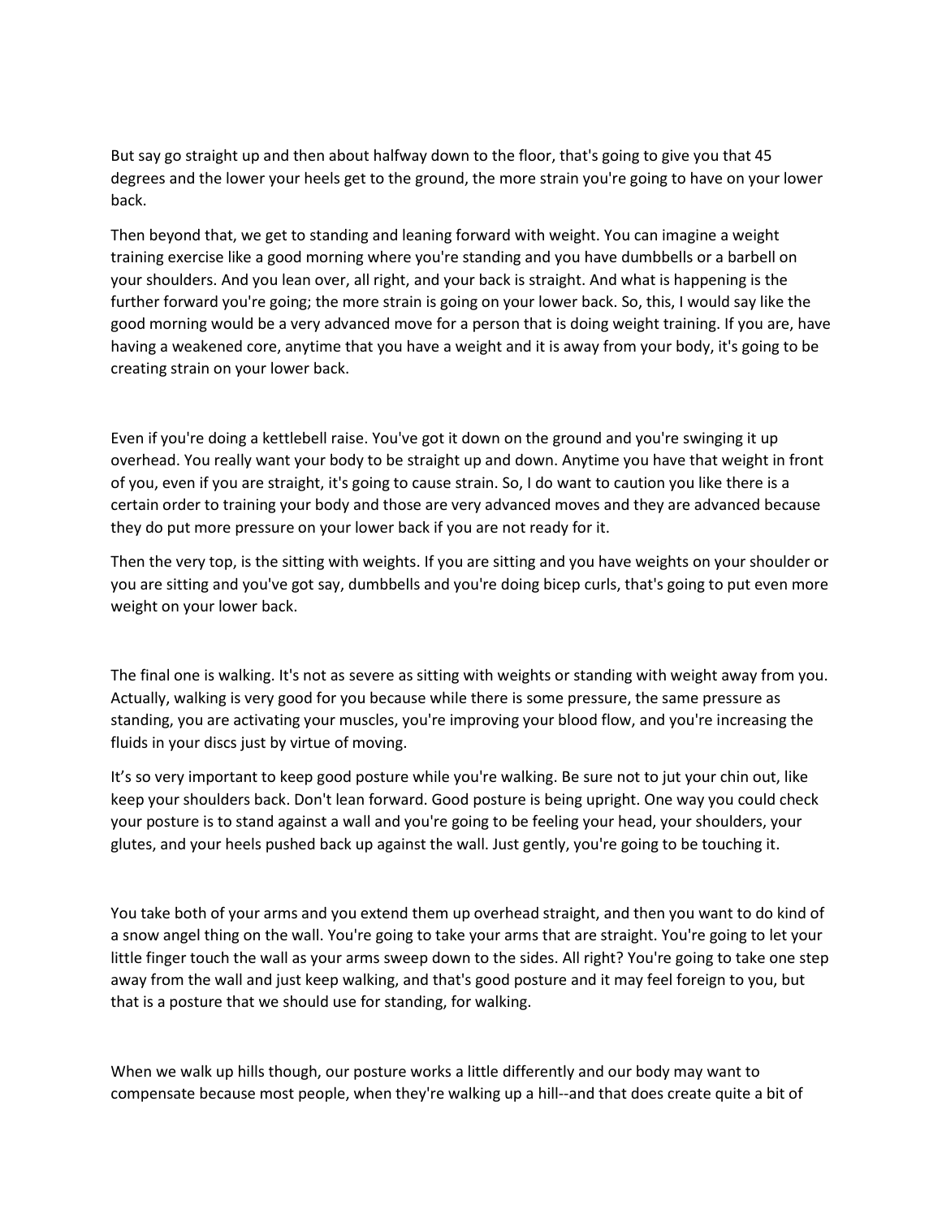But say go straight up and then about halfway down to the floor, that's going to give you that 45 degrees and the lower your heels get to the ground, the more strain you're going to have on your lower back.

Then beyond that, we get to standing and leaning forward with weight. You can imagine a weight training exercise like a good morning where you're standing and you have dumbbells or a barbell on your shoulders. And you lean over, all right, and your back is straight. And what is happening is the further forward you're going; the more strain is going on your lower back. So, this, I would say like the good morning would be a very advanced move for a person that is doing weight training. If you are, have having a weakened core, anytime that you have a weight and it is away from your body, it's going to be creating strain on your lower back.

Even if you're doing a kettlebell raise. You've got it down on the ground and you're swinging it up overhead. You really want your body to be straight up and down. Anytime you have that weight in front of you, even if you are straight, it's going to cause strain. So, I do want to caution you like there is a certain order to training your body and those are very advanced moves and they are advanced because they do put more pressure on your lower back if you are not ready for it.

Then the very top, is the sitting with weights. If you are sitting and you have weights on your shoulder or you are sitting and you've got say, dumbbells and you're doing bicep curls, that's going to put even more weight on your lower back.

The final one is walking. It's not as severe as sitting with weights or standing with weight away from you. Actually, walking is very good for you because while there is some pressure, the same pressure as standing, you are activating your muscles, you're improving your blood flow, and you're increasing the fluids in your discs just by virtue of moving.

It's so very important to keep good posture while you're walking. Be sure not to jut your chin out, like keep your shoulders back. Don't lean forward. Good posture is being upright. One way you could check your posture is to stand against a wall and you're going to be feeling your head, your shoulders, your glutes, and your heels pushed back up against the wall. Just gently, you're going to be touching it.

You take both of your arms and you extend them up overhead straight, and then you want to do kind of a snow angel thing on the wall. You're going to take your arms that are straight. You're going to let your little finger touch the wall as your arms sweep down to the sides. All right? You're going to take one step away from the wall and just keep walking, and that's good posture and it may feel foreign to you, but that is a posture that we should use for standing, for walking.

When we walk up hills though, our posture works a little differently and our body may want to compensate because most people, when they're walking up a hill--and that does create quite a bit of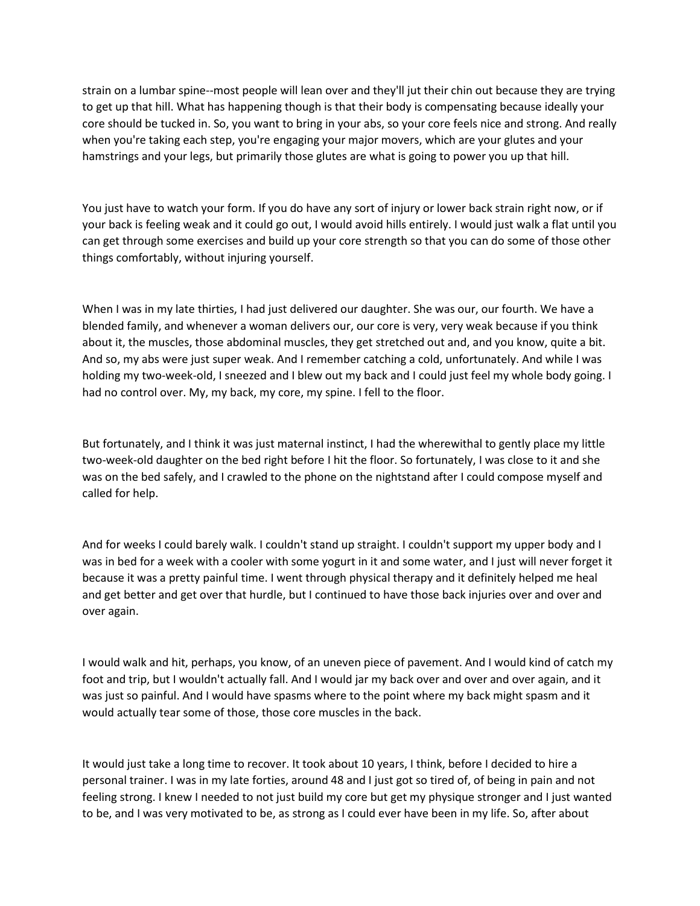strain on a lumbar spine--most people will lean over and they'll jut their chin out because they are trying to get up that hill. What has happening though is that their body is compensating because ideally your core should be tucked in. So, you want to bring in your abs, so your core feels nice and strong. And really when you're taking each step, you're engaging your major movers, which are your glutes and your hamstrings and your legs, but primarily those glutes are what is going to power you up that hill.

You just have to watch your form. If you do have any sort of injury or lower back strain right now, or if your back is feeling weak and it could go out, I would avoid hills entirely. I would just walk a flat until you can get through some exercises and build up your core strength so that you can do some of those other things comfortably, without injuring yourself.

When I was in my late thirties, I had just delivered our daughter. She was our, our fourth. We have a blended family, and whenever a woman delivers our, our core is very, very weak because if you think about it, the muscles, those abdominal muscles, they get stretched out and, and you know, quite a bit. And so, my abs were just super weak. And I remember catching a cold, unfortunately. And while I was holding my two-week-old, I sneezed and I blew out my back and I could just feel my whole body going. I had no control over. My, my back, my core, my spine. I fell to the floor.

But fortunately, and I think it was just maternal instinct, I had the wherewithal to gently place my little two-week-old daughter on the bed right before I hit the floor. So fortunately, I was close to it and she was on the bed safely, and I crawled to the phone on the nightstand after I could compose myself and called for help.

And for weeks I could barely walk. I couldn't stand up straight. I couldn't support my upper body and I was in bed for a week with a cooler with some yogurt in it and some water, and I just will never forget it because it was a pretty painful time. I went through physical therapy and it definitely helped me heal and get better and get over that hurdle, but I continued to have those back injuries over and over and over again.

I would walk and hit, perhaps, you know, of an uneven piece of pavement. And I would kind of catch my foot and trip, but I wouldn't actually fall. And I would jar my back over and over and over again, and it was just so painful. And I would have spasms where to the point where my back might spasm and it would actually tear some of those, those core muscles in the back.

It would just take a long time to recover. It took about 10 years, I think, before I decided to hire a personal trainer. I was in my late forties, around 48 and I just got so tired of, of being in pain and not feeling strong. I knew I needed to not just build my core but get my physique stronger and I just wanted to be, and I was very motivated to be, as strong as I could ever have been in my life. So, after about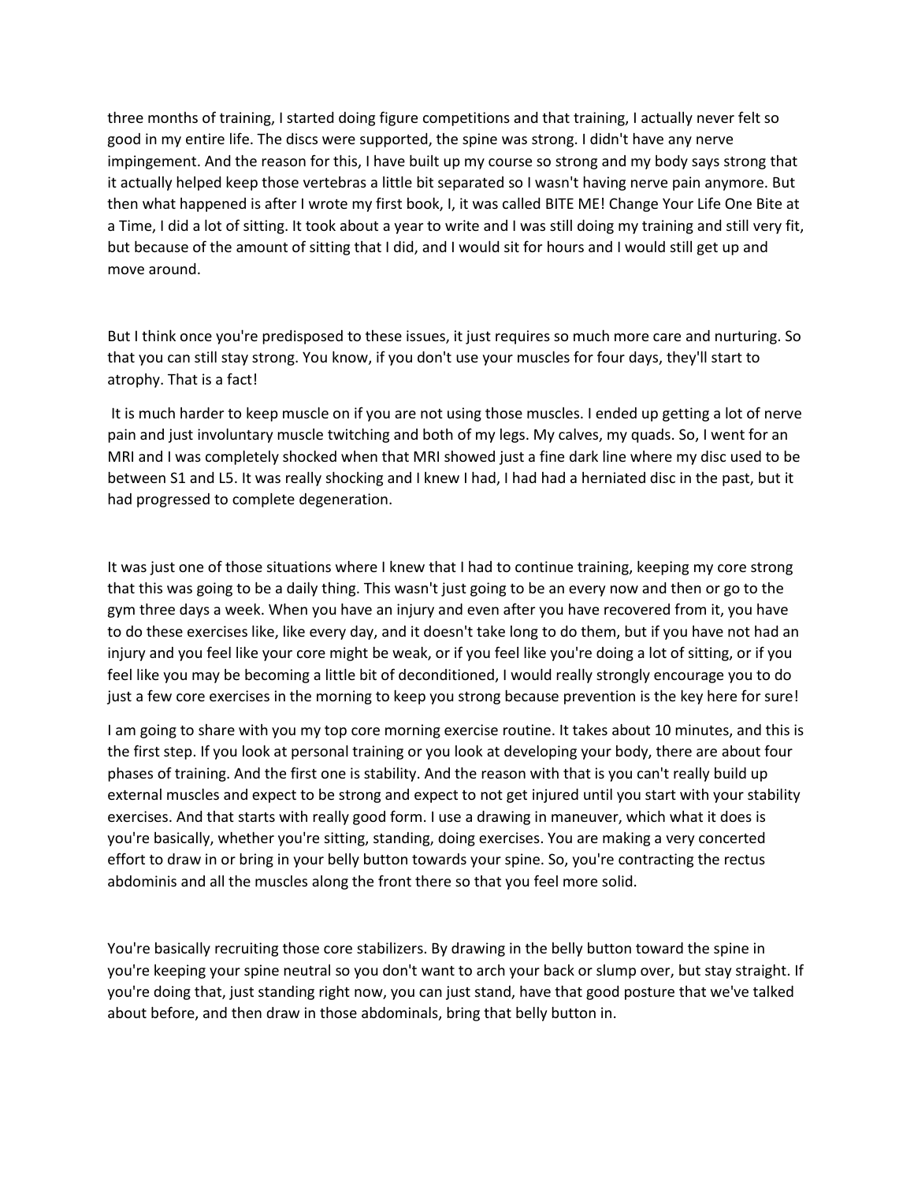three months of training, I started doing figure competitions and that training, I actually never felt so good in my entire life. The discs were supported, the spine was strong. I didn't have any nerve impingement. And the reason for this, I have built up my course so strong and my body says strong that it actually helped keep those vertebras a little bit separated so I wasn't having nerve pain anymore. But then what happened is after I wrote my first book, I, it was called BITE ME! Change Your Life One Bite at a Time, I did a lot of sitting. It took about a year to write and I was still doing my training and still very fit, but because of the amount of sitting that I did, and I would sit for hours and I would still get up and move around.

But I think once you're predisposed to these issues, it just requires so much more care and nurturing. So that you can still stay strong. You know, if you don't use your muscles for four days, they'll start to atrophy. That is a fact!

It is much harder to keep muscle on if you are not using those muscles. I ended up getting a lot of nerve pain and just involuntary muscle twitching and both of my legs. My calves, my quads. So, I went for an MRI and I was completely shocked when that MRI showed just a fine dark line where my disc used to be between S1 and L5. It was really shocking and I knew I had, I had had a herniated disc in the past, but it had progressed to complete degeneration.

It was just one of those situations where I knew that I had to continue training, keeping my core strong that this was going to be a daily thing. This wasn't just going to be an every now and then or go to the gym three days a week. When you have an injury and even after you have recovered from it, you have to do these exercises like, like every day, and it doesn't take long to do them, but if you have not had an injury and you feel like your core might be weak, or if you feel like you're doing a lot of sitting, or if you feel like you may be becoming a little bit of deconditioned, I would really strongly encourage you to do just a few core exercises in the morning to keep you strong because prevention is the key here for sure!

I am going to share with you my top core morning exercise routine. It takes about 10 minutes, and this is the first step. If you look at personal training or you look at developing your body, there are about four phases of training. And the first one is stability. And the reason with that is you can't really build up external muscles and expect to be strong and expect to not get injured until you start with your stability exercises. And that starts with really good form. I use a drawing in maneuver, which what it does is you're basically, whether you're sitting, standing, doing exercises. You are making a very concerted effort to draw in or bring in your belly button towards your spine. So, you're contracting the rectus abdominis and all the muscles along the front there so that you feel more solid.

You're basically recruiting those core stabilizers. By drawing in the belly button toward the spine in you're keeping your spine neutral so you don't want to arch your back or slump over, but stay straight. If you're doing that, just standing right now, you can just stand, have that good posture that we've talked about before, and then draw in those abdominals, bring that belly button in.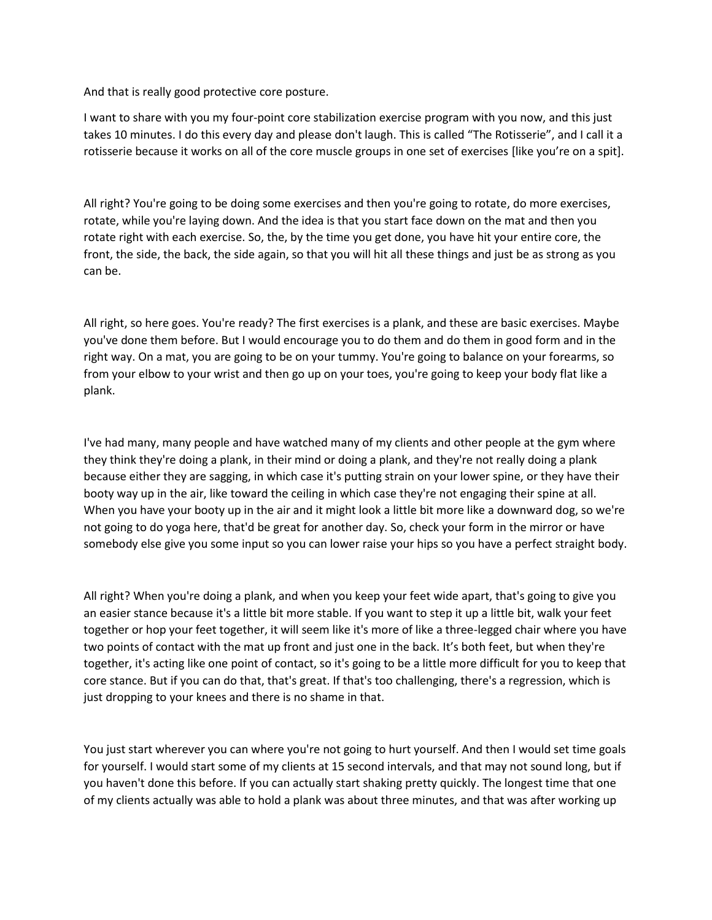And that is really good protective core posture.

I want to share with you my four-point core stabilization exercise program with you now, and this just takes 10 minutes. I do this every day and please don't laugh. This is called "The Rotisserie", and I call it a rotisserie because it works on all of the core muscle groups in one set of exercises [like you're on a spit].

All right? You're going to be doing some exercises and then you're going to rotate, do more exercises, rotate, while you're laying down. And the idea is that you start face down on the mat and then you rotate right with each exercise. So, the, by the time you get done, you have hit your entire core, the front, the side, the back, the side again, so that you will hit all these things and just be as strong as you can be.

All right, so here goes. You're ready? The first exercises is a plank, and these are basic exercises. Maybe you've done them before. But I would encourage you to do them and do them in good form and in the right way. On a mat, you are going to be on your tummy. You're going to balance on your forearms, so from your elbow to your wrist and then go up on your toes, you're going to keep your body flat like a plank.

I've had many, many people and have watched many of my clients and other people at the gym where they think they're doing a plank, in their mind or doing a plank, and they're not really doing a plank because either they are sagging, in which case it's putting strain on your lower spine, or they have their booty way up in the air, like toward the ceiling in which case they're not engaging their spine at all. When you have your booty up in the air and it might look a little bit more like a downward dog, so we're not going to do yoga here, that'd be great for another day. So, check your form in the mirror or have somebody else give you some input so you can lower raise your hips so you have a perfect straight body.

All right? When you're doing a plank, and when you keep your feet wide apart, that's going to give you an easier stance because it's a little bit more stable. If you want to step it up a little bit, walk your feet together or hop your feet together, it will seem like it's more of like a three-legged chair where you have two points of contact with the mat up front and just one in the back. It's both feet, but when they're together, it's acting like one point of contact, so it's going to be a little more difficult for you to keep that core stance. But if you can do that, that's great. If that's too challenging, there's a regression, which is just dropping to your knees and there is no shame in that.

You just start wherever you can where you're not going to hurt yourself. And then I would set time goals for yourself. I would start some of my clients at 15 second intervals, and that may not sound long, but if you haven't done this before. If you can actually start shaking pretty quickly. The longest time that one of my clients actually was able to hold a plank was about three minutes, and that was after working up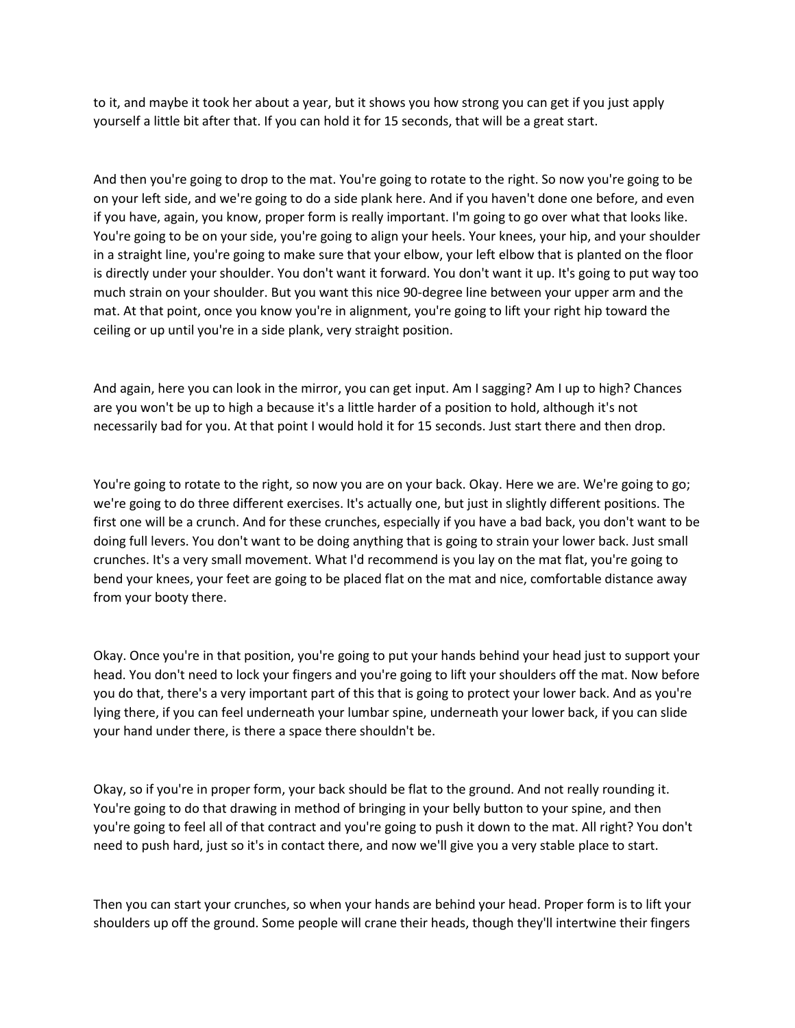to it, and maybe it took her about a year, but it shows you how strong you can get if you just apply yourself a little bit after that. If you can hold it for 15 seconds, that will be a great start.

And then you're going to drop to the mat. You're going to rotate to the right. So now you're going to be on your left side, and we're going to do a side plank here. And if you haven't done one before, and even if you have, again, you know, proper form is really important. I'm going to go over what that looks like. You're going to be on your side, you're going to align your heels. Your knees, your hip, and your shoulder in a straight line, you're going to make sure that your elbow, your left elbow that is planted on the floor is directly under your shoulder. You don't want it forward. You don't want it up. It's going to put way too much strain on your shoulder. But you want this nice 90-degree line between your upper arm and the mat. At that point, once you know you're in alignment, you're going to lift your right hip toward the ceiling or up until you're in a side plank, very straight position.

And again, here you can look in the mirror, you can get input. Am I sagging? Am I up to high? Chances are you won't be up to high a because it's a little harder of a position to hold, although it's not necessarily bad for you. At that point I would hold it for 15 seconds. Just start there and then drop.

You're going to rotate to the right, so now you are on your back. Okay. Here we are. We're going to go; we're going to do three different exercises. It's actually one, but just in slightly different positions. The first one will be a crunch. And for these crunches, especially if you have a bad back, you don't want to be doing full levers. You don't want to be doing anything that is going to strain your lower back. Just small crunches. It's a very small movement. What I'd recommend is you lay on the mat flat, you're going to bend your knees, your feet are going to be placed flat on the mat and nice, comfortable distance away from your booty there.

Okay. Once you're in that position, you're going to put your hands behind your head just to support your head. You don't need to lock your fingers and you're going to lift your shoulders off the mat. Now before you do that, there's a very important part of this that is going to protect your lower back. And as you're lying there, if you can feel underneath your lumbar spine, underneath your lower back, if you can slide your hand under there, is there a space there shouldn't be.

Okay, so if you're in proper form, your back should be flat to the ground. And not really rounding it. You're going to do that drawing in method of bringing in your belly button to your spine, and then you're going to feel all of that contract and you're going to push it down to the mat. All right? You don't need to push hard, just so it's in contact there, and now we'll give you a very stable place to start.

Then you can start your crunches, so when your hands are behind your head. Proper form is to lift your shoulders up off the ground. Some people will crane their heads, though they'll intertwine their fingers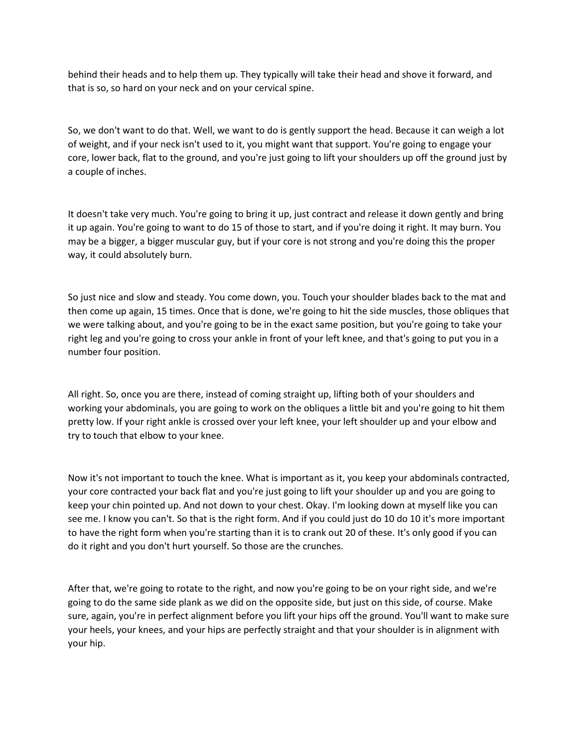behind their heads and to help them up. They typically will take their head and shove it forward, and that is so, so hard on your neck and on your cervical spine.

So, we don't want to do that. Well, we want to do is gently support the head. Because it can weigh a lot of weight, and if your neck isn't used to it, you might want that support. You're going to engage your core, lower back, flat to the ground, and you're just going to lift your shoulders up off the ground just by a couple of inches.

It doesn't take very much. You're going to bring it up, just contract and release it down gently and bring it up again. You're going to want to do 15 of those to start, and if you're doing it right. It may burn. You may be a bigger, a bigger muscular guy, but if your core is not strong and you're doing this the proper way, it could absolutely burn.

So just nice and slow and steady. You come down, you. Touch your shoulder blades back to the mat and then come up again, 15 times. Once that is done, we're going to hit the side muscles, those obliques that we were talking about, and you're going to be in the exact same position, but you're going to take your right leg and you're going to cross your ankle in front of your left knee, and that's going to put you in a number four position.

All right. So, once you are there, instead of coming straight up, lifting both of your shoulders and working your abdominals, you are going to work on the obliques a little bit and you're going to hit them pretty low. If your right ankle is crossed over your left knee, your left shoulder up and your elbow and try to touch that elbow to your knee.

Now it's not important to touch the knee. What is important as it, you keep your abdominals contracted, your core contracted your back flat and you're just going to lift your shoulder up and you are going to keep your chin pointed up. And not down to your chest. Okay. I'm looking down at myself like you can see me. I know you can't. So that is the right form. And if you could just do 10 do 10 it's more important to have the right form when you're starting than it is to crank out 20 of these. It's only good if you can do it right and you don't hurt yourself. So those are the crunches.

After that, we're going to rotate to the right, and now you're going to be on your right side, and we're going to do the same side plank as we did on the opposite side, but just on this side, of course. Make sure, again, you're in perfect alignment before you lift your hips off the ground. You'll want to make sure your heels, your knees, and your hips are perfectly straight and that your shoulder is in alignment with your hip.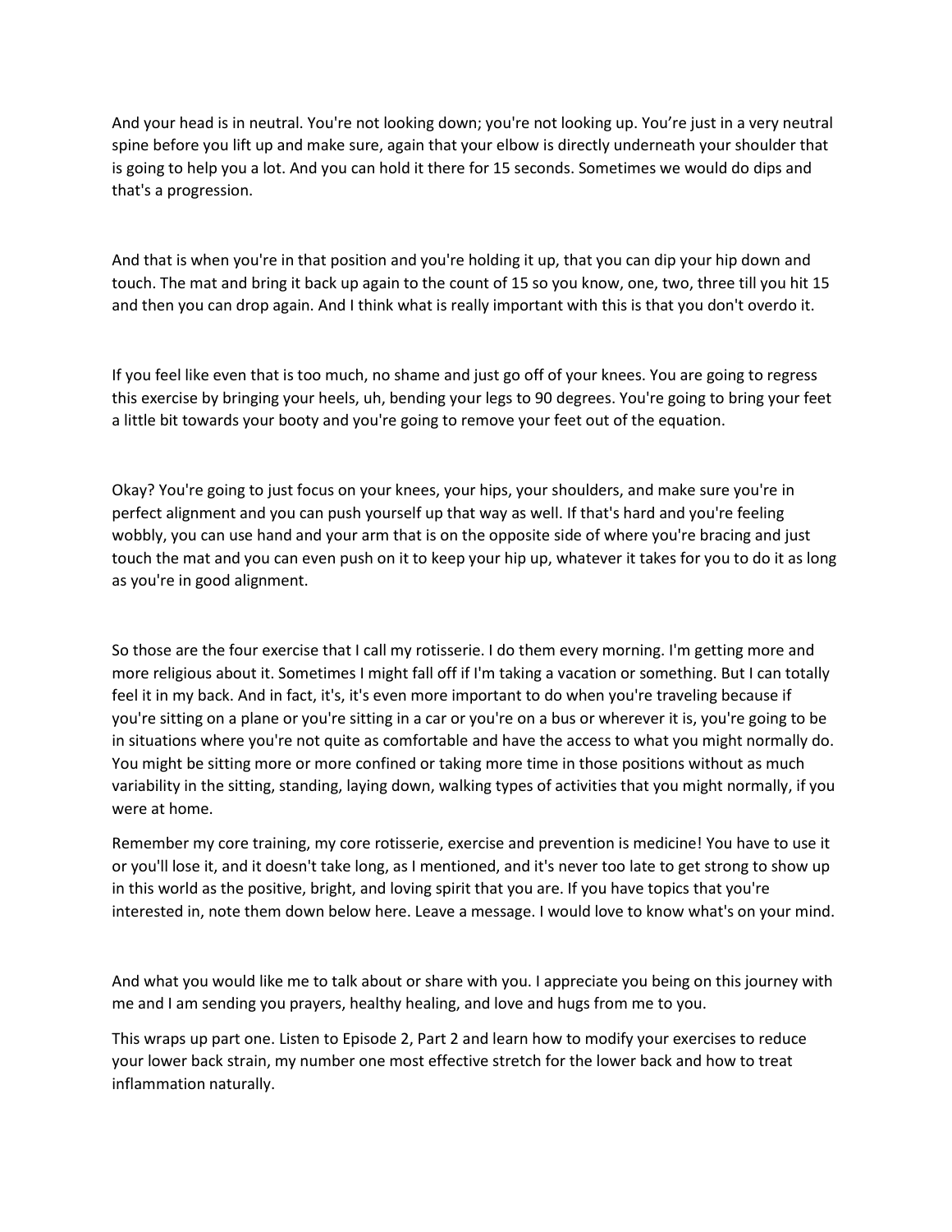And your head is in neutral. You're not looking down; you're not looking up. You're just in a very neutral spine before you lift up and make sure, again that your elbow is directly underneath your shoulder that is going to help you a lot. And you can hold it there for 15 seconds. Sometimes we would do dips and that's a progression.

And that is when you're in that position and you're holding it up, that you can dip your hip down and touch. The mat and bring it back up again to the count of 15 so you know, one, two, three till you hit 15 and then you can drop again. And I think what is really important with this is that you don't overdo it.

If you feel like even that is too much, no shame and just go off of your knees. You are going to regress this exercise by bringing your heels, uh, bending your legs to 90 degrees. You're going to bring your feet a little bit towards your booty and you're going to remove your feet out of the equation.

Okay? You're going to just focus on your knees, your hips, your shoulders, and make sure you're in perfect alignment and you can push yourself up that way as well. If that's hard and you're feeling wobbly, you can use hand and your arm that is on the opposite side of where you're bracing and just touch the mat and you can even push on it to keep your hip up, whatever it takes for you to do it as long as you're in good alignment.

So those are the four exercise that I call my rotisserie. I do them every morning. I'm getting more and more religious about it. Sometimes I might fall off if I'm taking a vacation or something. But I can totally feel it in my back. And in fact, it's, it's even more important to do when you're traveling because if you're sitting on a plane or you're sitting in a car or you're on a bus or wherever it is, you're going to be in situations where you're not quite as comfortable and have the access to what you might normally do. You might be sitting more or more confined or taking more time in those positions without as much variability in the sitting, standing, laying down, walking types of activities that you might normally, if you were at home.

Remember my core training, my core rotisserie, exercise and prevention is medicine! You have to use it or you'll lose it, and it doesn't take long, as I mentioned, and it's never too late to get strong to show up in this world as the positive, bright, and loving spirit that you are. If you have topics that you're interested in, note them down below here. Leave a message. I would love to know what's on your mind.

And what you would like me to talk about or share with you. I appreciate you being on this journey with me and I am sending you prayers, healthy healing, and love and hugs from me to you.

This wraps up part one. Listen to Episode 2, Part 2 and learn how to modify your exercises to reduce your lower back strain, my number one most effective stretch for the lower back and how to treat inflammation naturally.